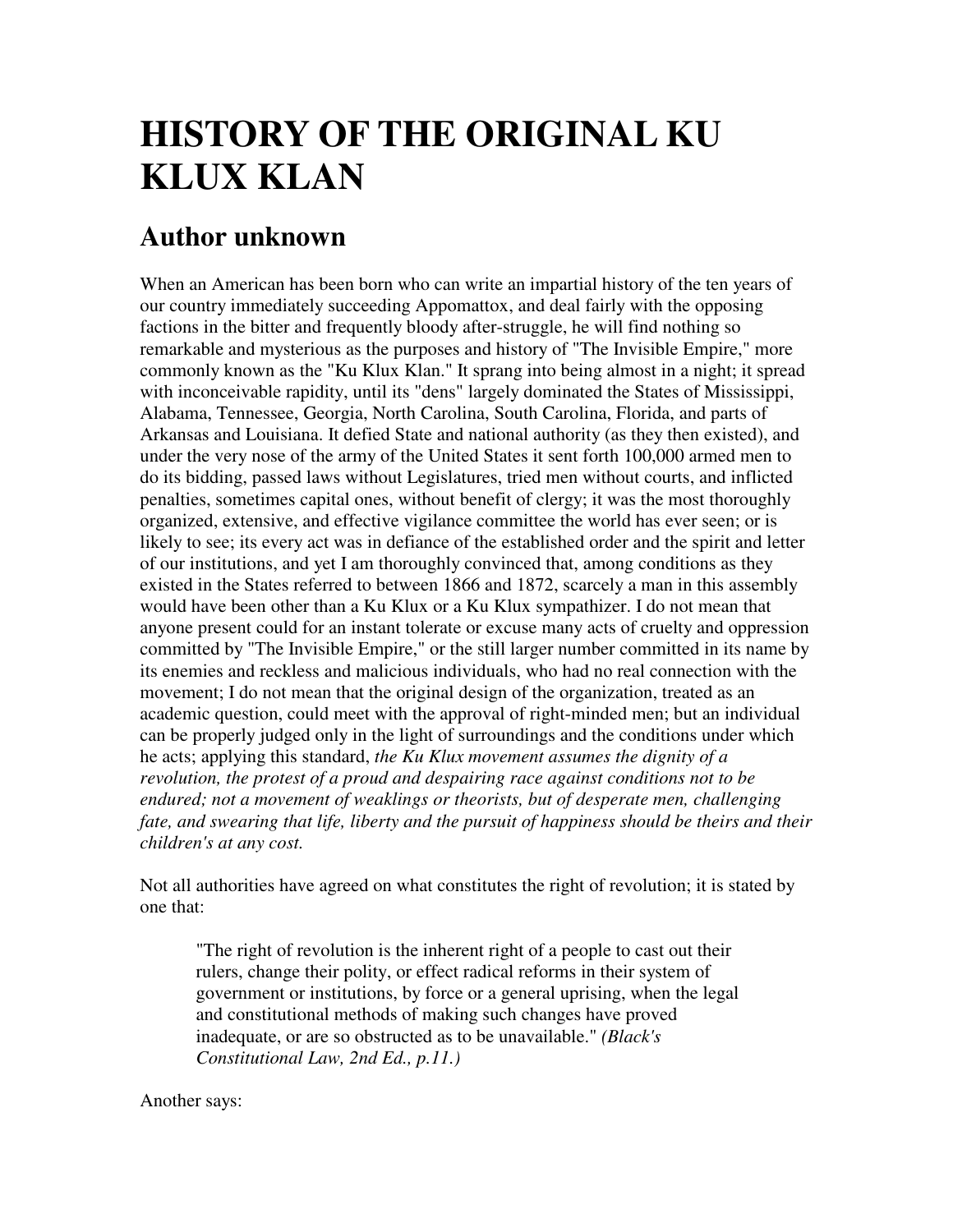# HISTORY OF THE ORIGINAL KU KLUX KLAN

## Author unknown

When an American has been born who can write an impartial history of the ten years of our country immediately succeeding Appomattox, and deal fairly with the opposing factions in the bitter and frequently bloody after-struggle, he will find nothing so remarkable and mysterious as the purposes and history of "The Invisible Empire," more commonly known as the "Ku Klux Klan." It sprang into being almost in a night; it spread with inconceivable rapidity, until its "dens" largely dominated the States of Mississippi, Alabama, Tennessee, Georgia, North Carolina, South Carolina, Florida, and parts of Arkansas and Louisiana. It defied State and national authority (as they then existed), and under the very nose of the army of the United States it sent forth 100,000 armed men to do its bidding, passed laws without Legislatures, tried men without courts, and inflicted penalties, sometimes capital ones, without benefit of clergy; it was the most thoroughly organized, extensive, and effective vigilance committee the world has ever seen; or is likely to see; its every act was in defiance of the established order and the spirit and letter of our institutions, and yet I am thoroughly convinced that, among conditions as they existed in the States referred to between 1866 and 1872, scarcely a man in this assembly would have been other than a Ku Klux or a Ku Klux sympathizer. I do not mean that anyone present could for an instant tolerate or excuse many acts of cruelty and oppression committed by "The Invisible Empire," or the still larger number committed in its name by its enemies and reckless and malicious individuals, who had no real connection with the movement; I do not mean that the original design of the organization, treated as an academic question, could meet with the approval of right-minded men; but an individual can be properly judged only in the light of surroundings and the conditions under which he acts; applying this standard, *the Ku Klux movement assumes the dignity of a revolution, the protest of a proud and despairing race against conditions not to be endured; not a movement of weaklings or theorists, but of desperate men, challenging fate, and swearing that life, liberty and the pursuit of happiness should be theirs and their children's at any cost.*

Not all authorities have agreed on what constitutes the right of revolution; it is stated by one that:

> "The right of revolution is the inherent right of a people to cast out their rulers, change their polity, or effect radical reforms in their system of government or institutions, by force or a general uprising, when the legal and constitutional methods of making such changes have proved inadequate, or are so obstructed as to be unavailable." *(Black's Constitutional Law, 2nd Ed., p.11.)*

Another says: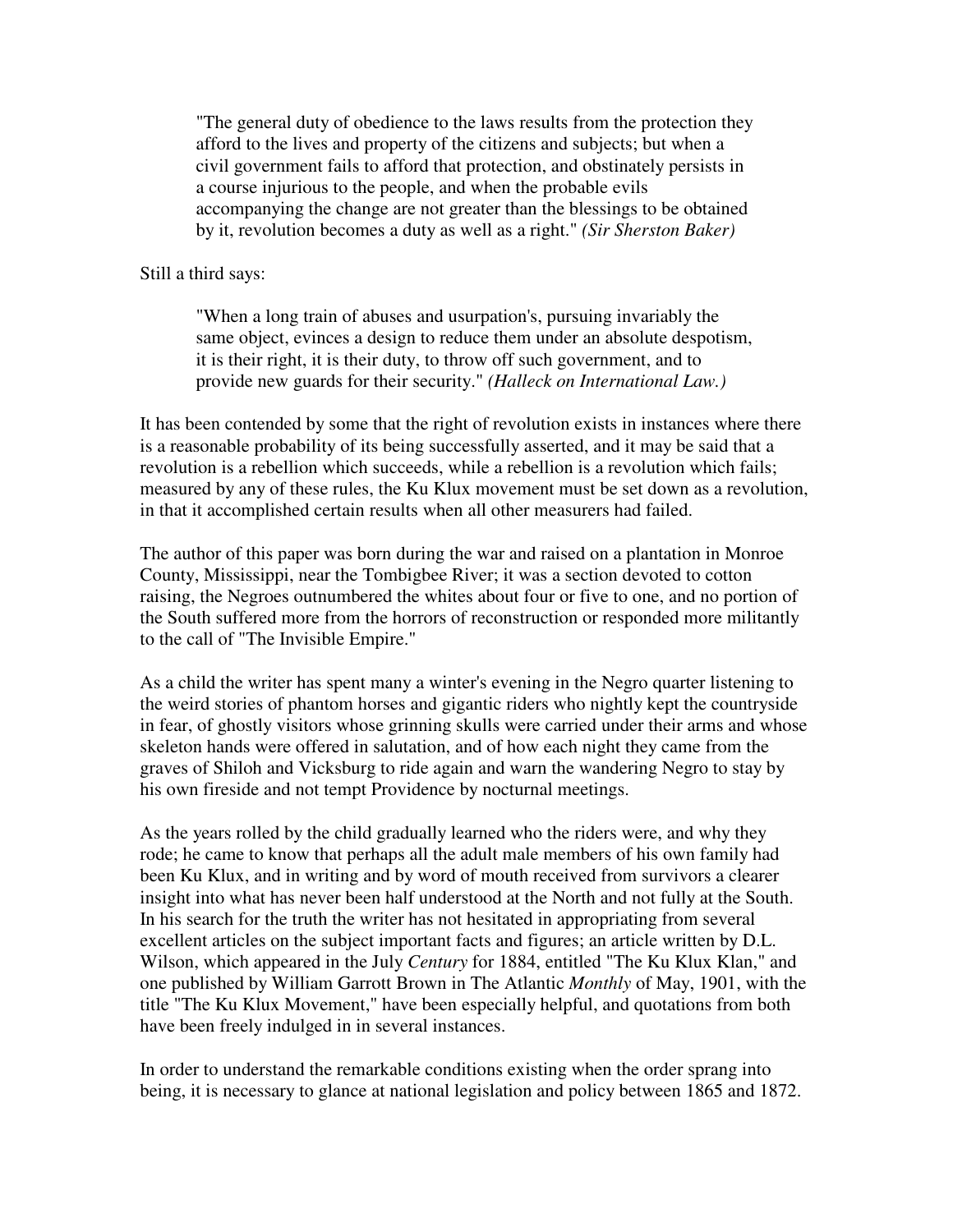> "The general duty of obedience to the laws results from the protection they afford to the lives and property of the citizens and subjects; but when a civil government fails to afford that protection, and obstinately persists in a course injurious to the people, and when the probable evils accompanying the change are not greater than the blessings to be obtained by it, revolution becomes a duty as well as a right." *(Sir Sherston Baker)*

Still a third says:

> "When a long train of abuses and usurpation's, pursuing invariably the same object, evinces a design to reduce them under an absolute despotism, it is their right, it is their duty, to throw off such government, and to provide new guards for their security." *(Halleck on International Law.)*

It has been contended by some that the right of revolution exists in instances where there is a reasonable probability of its being successfully asserted, and it may be said that a revolution is a rebellion which succeeds, while a rebellion is a revolution which fails; measured by any of these rules, the Ku Klux movement must be set down as a revolution, in that it accomplished certain results when all other measurers had failed.

The author of this paper was born during the war and raised on a plantation in Monroe County, Mississippi, near the Tombigbee River; it was a section devoted to cotton raising, the Negroes outnumbered the whites about four or five to one, and no portion of the South suffered more from the horrors of reconstruction or responded more militantly to the call of "The Invisible Empire."

As a child the writer has spent many a winter's evening in the Negro quarter listening to the weird stories of phantom horses and gigantic riders who nightly kept the countryside in fear, of ghostly visitors whose grinning skulls were carried under their arms and whose skeleton hands were offered in salutation, and of how each night they came from the graves of Shiloh and Vicksburg to ride again and warn the wandering Negro to stay by his own fireside and not tempt Providence by nocturnal meetings.

As the years rolled by the child gradually learned who the riders were, and why they rode; he came to know that perhaps all the adult male members of his own family had been Ku Klux, and in writing and by word of mouth received from survivors a clearer insight into what has never been half understood at the North and not fully at the South. In his search for the truth the writer has not hesitated in appropriating from several excellent articles on the subject important facts and figures; an article written by D.L. Wilson, which appeared in the July *Century* for 1884, entitled "The Ku Klux Klan," and one published by William Garrott Brown in The Atlantic *Monthly* of May, 1901, with the title "The Ku Klux Movement," have been especially helpful, and quotations from both have been freely indulged in in several instances.

In order to understand the remarkable conditions existing when the order sprang into being, it is necessary to glance at national legislation and policy between 1865 and 1872.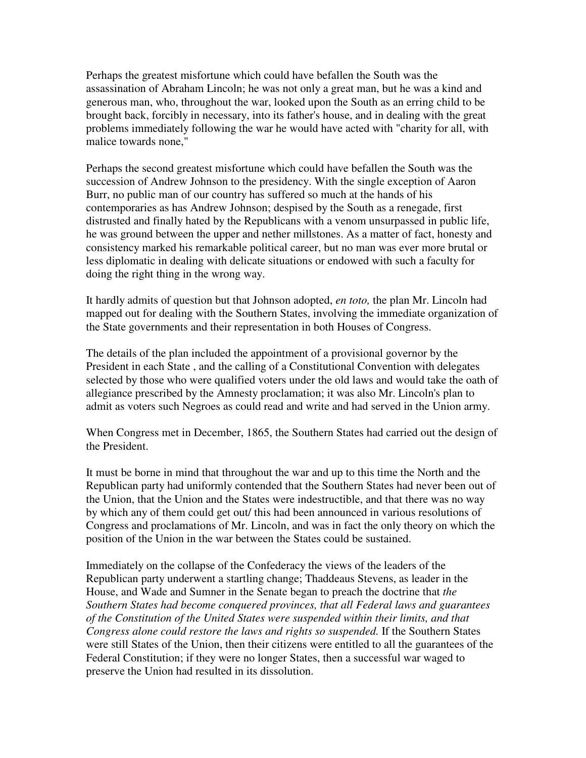Perhaps the greatest misfortune which could have befallen the South was the assassination of Abraham Lincoln; he was not only a great man, but he was a kind and generous man, who, throughout the war, looked upon the South as an erring child to be brought back, forcibly in necessary, into its father's house, and in dealing with the great problems immediately following the war he would have acted with "charity for all, with malice towards none,"

Perhaps the second greatest misfortune which could have befallen the South was the succession of Andrew Johnson to the presidency. With the single exception of Aaron Burr, no public man of our country has suffered so much at the hands of his contemporaries as has Andrew Johnson; despised by the South as a renegade, first distrusted and finally hated by the Republicans with a venom unsurpassed in public life, he was ground between the upper and nether millstones. As a matter of fact, honesty and consistency marked his remarkable political career, but no man was ever more brutal or less diplomatic in dealing with delicate situations or endowed with such a faculty for doing the right thing in the wrong way.

It hardly admits of question but that Johnson adopted, *en toto,* the plan Mr. Lincoln had mapped out for dealing with the Southern States, involving the immediate organization of the State governments and their representation in both Houses of Congress.

The details of the plan included the appointment of a provisional governor by the President in each State , and the calling of a Constitutional Convention with delegates selected by those who were qualified voters under the old laws and would take the oath of allegiance prescribed by the Amnesty proclamation; it was also Mr. Lincoln's plan to admit as voters such Negroes as could read and write and had served in the Union army.

When Congress met in December, 1865, the Southern States had carried out the design of the President.

It must be borne in mind that throughout the war and up to this time the North and the Republican party had uniformly contended that the Southern States had never been out of the Union, that the Union and the States were indestructible, and that there was no way by which any of them could get out/ this had been announced in various resolutions of Congress and proclamations of Mr. Lincoln, and was in fact the only theory on which the position of the Union in the war between the States could be sustained.

Immediately on the collapse of the Confederacy the views of the leaders of the Republican party underwent a startling change; Thaddeaus Stevens, as leader in the House, and Wade and Sumner in the Senate began to preach the doctrine that *the Southern States had become conquered provinces, that all Federal laws and guarantees of the Constitution of the United States were suspended within their limits, and that Congress alone could restore the laws and rights so suspended.* If the Southern States were still States of the Union, then their citizens were entitled to all the guarantees of the Federal Constitution; if they were no longer States, then a successful war waged to preserve the Union had resulted in its dissolution.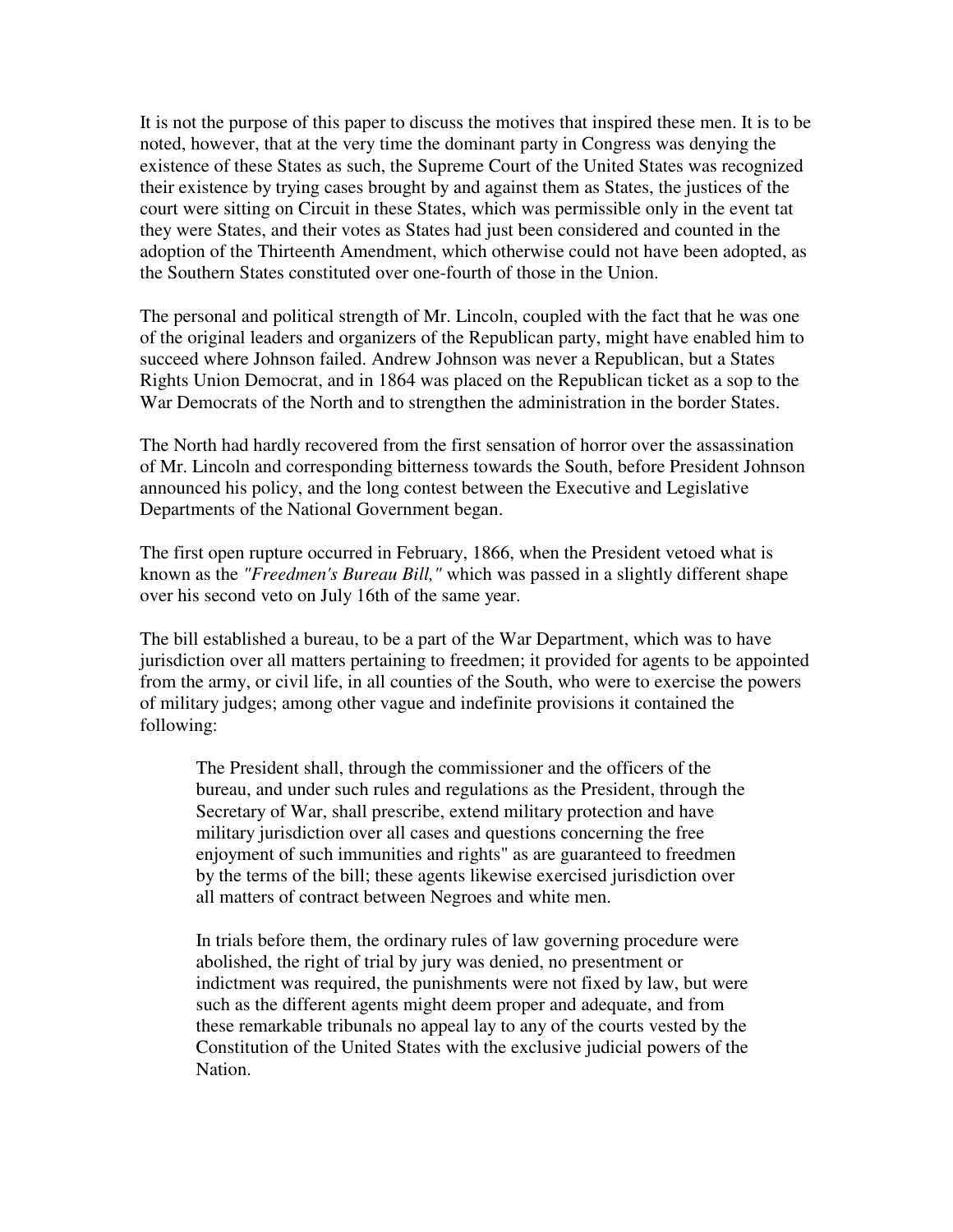It is not the purpose of this paper to discuss the motives that inspired these men. It is to be noted, however, that at the very time the dominant party in Congress was denying the existence of these States as such, the Supreme Court of the United States was recognized their existence by trying cases brought by and against them as States, the justices of the court were sitting on Circuit in these States, which was permissible only in the event tat they were States, and their votes as States had just been considered and counted in the adoption of the Thirteenth Amendment, which otherwise could not have been adopted, as the Southern States constituted over one-fourth of those in the Union.

The personal and political strength of Mr. Lincoln, coupled with the fact that he was one of the original leaders and organizers of the Republican party, might have enabled him to succeed where Johnson failed. Andrew Johnson was never a Republican, but a States Rights Union Democrat, and in 1864 was placed on the Republican ticket as a sop to the War Democrats of the North and to strengthen the administration in the border States.

The North had hardly recovered from the first sensation of horror over the assassination of Mr. Lincoln and corresponding bitterness towards the South, before President Johnson announced his policy, and the long contest between the Executive and Legislative Departments of the National Government began.

The first open rupture occurred in February, 1866, when the President vetoed what is known as the *"Freedmen's Bureau Bill,"* which was passed in a slightly different shape over his second veto on July 16th of the same year.

The bill established a bureau, to be a part of the War Department, which was to have jurisdiction over all matters pertaining to freedmen; it provided for agents to be appointed from the army, or civil life, in all counties of the South, who were to exercise the powers of military judges; among other vague and indefinite provisions it contained the following:

> The President shall, through the commissioner and the officers of the bureau, and under such rules and regulations as the President, through the Secretary of War, shall prescribe, extend military protection and have military jurisdiction over all cases and questions concerning the free enjoyment of such immunities and rights" as are guaranteed to freedmen by the terms of the bill; these agents likewise exercised jurisdiction over all matters of contract between Negroes and white men.
>
> In trials before them, the ordinary rules of law governing procedure were abolished, the right of trial by jury was denied, no presentment or indictment was required, the punishments were not fixed by law, but were such as the different agents might deem proper and adequate, and from these remarkable tribunals no appeal lay to any of the courts vested by the Constitution of the United States with the exclusive judicial powers of the Nation.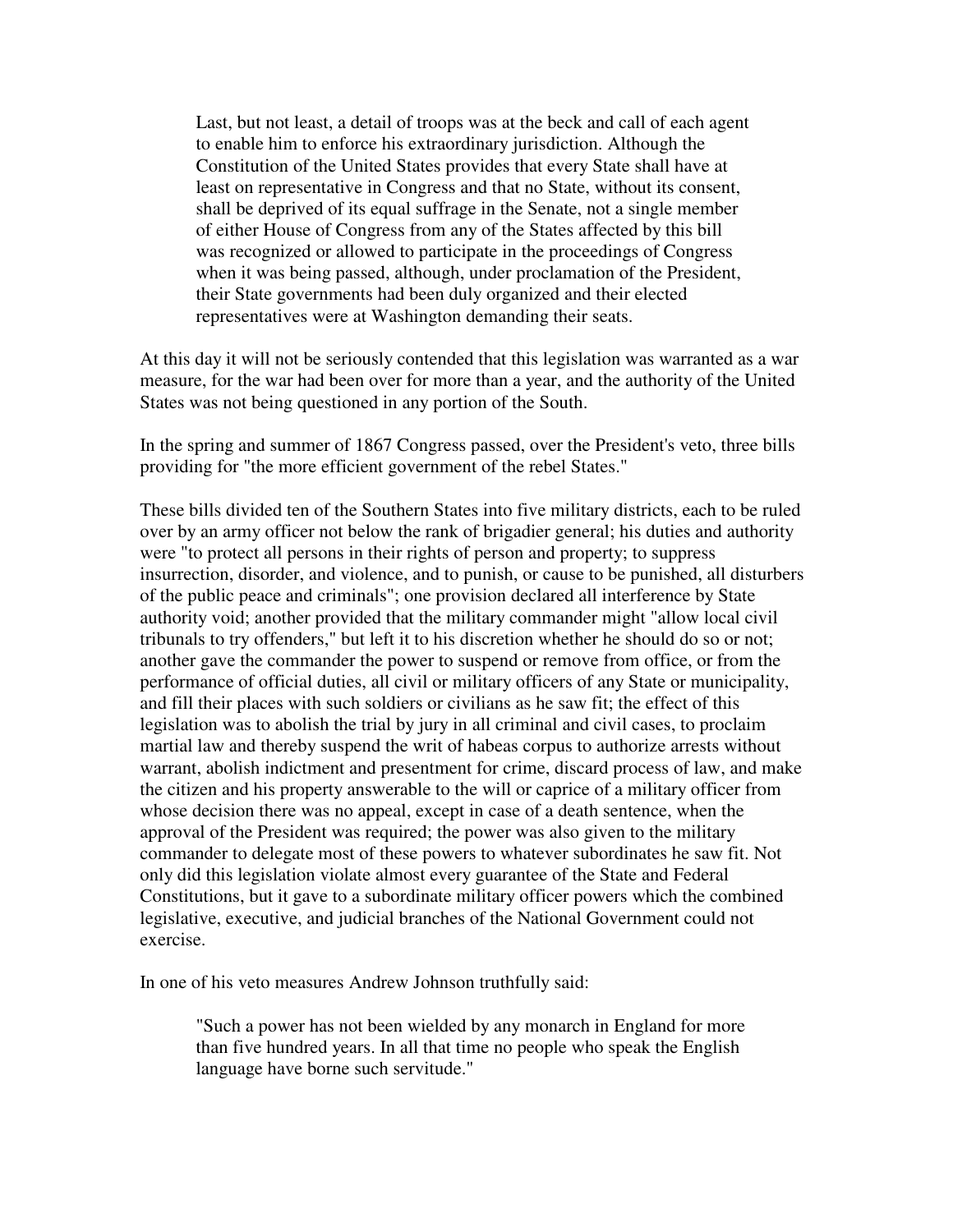> Last, but not least, a detail of troops was at the beck and call of each agent to enable him to enforce his extraordinary jurisdiction. Although the Constitution of the United States provides that every State shall have at least on representative in Congress and that no State, without its consent, shall be deprived of its equal suffrage in the Senate, not a single member of either House of Congress from any of the States affected by this bill was recognized or allowed to participate in the proceedings of Congress when it was being passed, although, under proclamation of the President, their State governments had been duly organized and their elected representatives were at Washington demanding their seats.

At this day it will not be seriously contended that this legislation was warranted as a war measure, for the war had been over for more than a year, and the authority of the United States was not being questioned in any portion of the South.

In the spring and summer of 1867 Congress passed, over the President's veto, three bills providing for "the more efficient government of the rebel States."

These bills divided ten of the Southern States into five military districts, each to be ruled over by an army officer not below the rank of brigadier general; his duties and authority were "to protect all persons in their rights of person and property; to suppress insurrection, disorder, and violence, and to punish, or cause to be punished, all disturbers of the public peace and criminals"; one provision declared all interference by State authority void; another provided that the military commander might "allow local civil tribunals to try offenders," but left it to his discretion whether he should do so or not; another gave the commander the power to suspend or remove from office, or from the performance of official duties, all civil or military officers of any State or municipality, and fill their places with such soldiers or civilians as he saw fit; the effect of this legislation was to abolish the trial by jury in all criminal and civil cases, to proclaim martial law and thereby suspend the writ of habeas corpus to authorize arrests without warrant, abolish indictment and presentment for crime, discard process of law, and make the citizen and his property answerable to the will or caprice of a military officer from whose decision there was no appeal, except in case of a death sentence, when the approval of the President was required; the power was also given to the military commander to delegate most of these powers to whatever subordinates he saw fit. Not only did this legislation violate almost every guarantee of the State and Federal Constitutions, but it gave to a subordinate military officer powers which the combined legislative, executive, and judicial branches of the National Government could not exercise.

In one of his veto measures Andrew Johnson truthfully said:

> "Such a power has not been wielded by any monarch in England for more than five hundred years. In all that time no people who speak the English language have borne such servitude."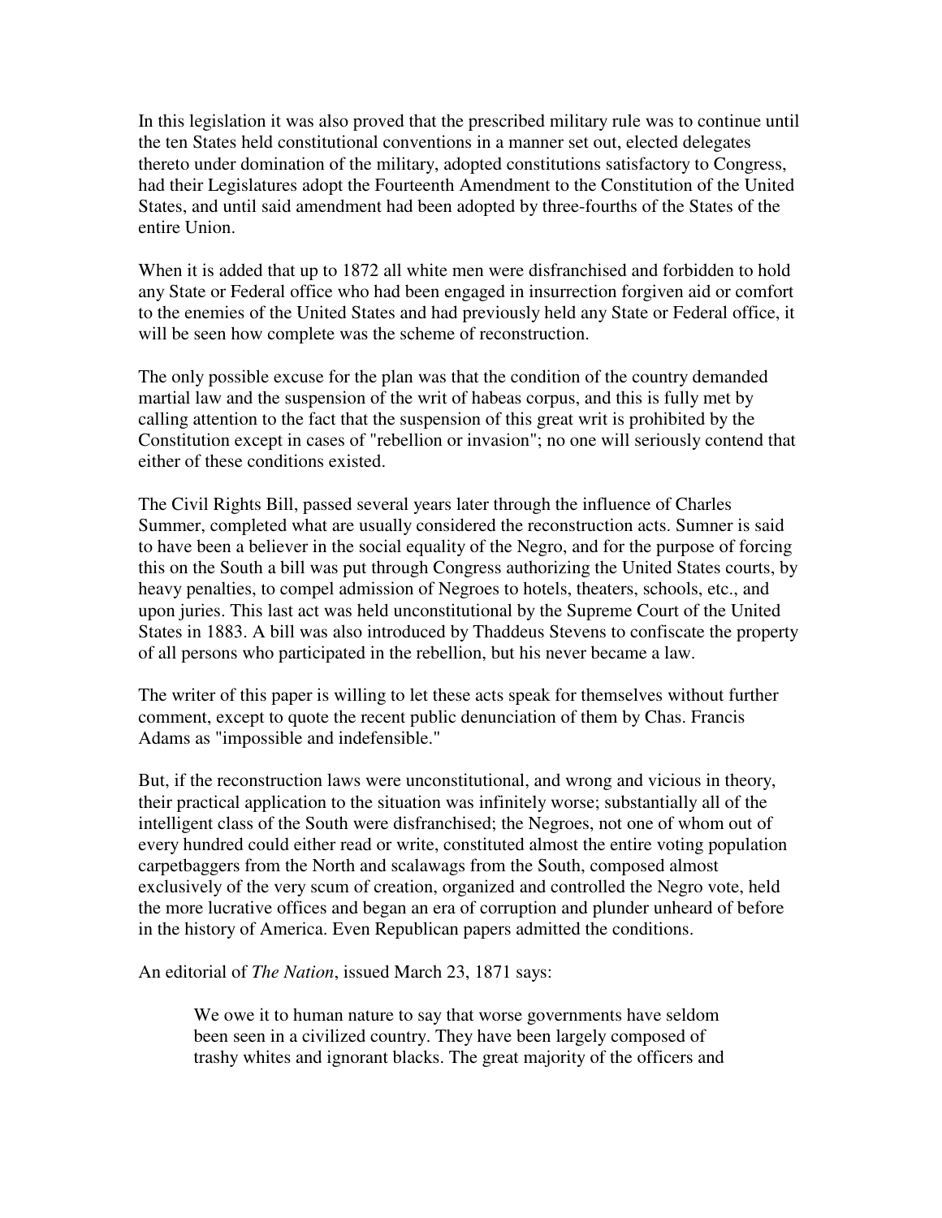In this legislation it was also proved that the prescribed military rule was to continue until the ten States held constitutional conventions in a manner set out, elected delegates thereto under domination of the military, adopted constitutions satisfactory to Congress, had their Legislatures adopt the Fourteenth Amendment to the Constitution of the United States, and until said amendment had been adopted by three-fourths of the States of the entire Union.

When it is added that up to 1872 all white men were disfranchised and forbidden to hold any State or Federal office who had been engaged in insurrection forgiven aid or comfort to the enemies of the United States and had previously held any State or Federal office, it will be seen how complete was the scheme of reconstruction.

The only possible excuse for the plan was that the condition of the country demanded martial law and the suspension of the writ of habeas corpus, and this is fully met by calling attention to the fact that the suspension of this great writ is prohibited by the Constitution except in cases of "rebellion or invasion"; no one will seriously contend that either of these conditions existed.

The Civil Rights Bill, passed several years later through the influence of Charles Summer, completed what are usually considered the reconstruction acts. Sumner is said to have been a believer in the social equality of the Negro, and for the purpose of forcing this on the South a bill was put through Congress authorizing the United States courts, by heavy penalties, to compel admission of Negroes to hotels, theaters, schools, etc., and upon juries. This last act was held unconstitutional by the Supreme Court of the United States in 1883. A bill was also introduced by Thaddeus Stevens to confiscate the property of all persons who participated in the rebellion, but his never became a law.

The writer of this paper is willing to let these acts speak for themselves without further comment, except to quote the recent public denunciation of them by Chas. Francis Adams as "impossible and indefensible."

But, if the reconstruction laws were unconstitutional, and wrong and vicious in theory, their practical application to the situation was infinitely worse; substantially all of the intelligent class of the South were disfranchised; the Negroes, not one of whom out of every hundred could either read or write, constituted almost the entire voting population carpetbaggers from the North and scalawags from the South, composed almost exclusively of the very scum of creation, organized and controlled the Negro vote, held the more lucrative offices and began an era of corruption and plunder unheard of before in the history of America. Even Republican papers admitted the conditions.

An editorial of *The Nation*, issued March 23, 1871 says:

> We owe it to human nature to say that worse governments have seldom been seen in a civilized country. They have been largely composed of trashy whites and ignorant blacks. The great majority of the officers and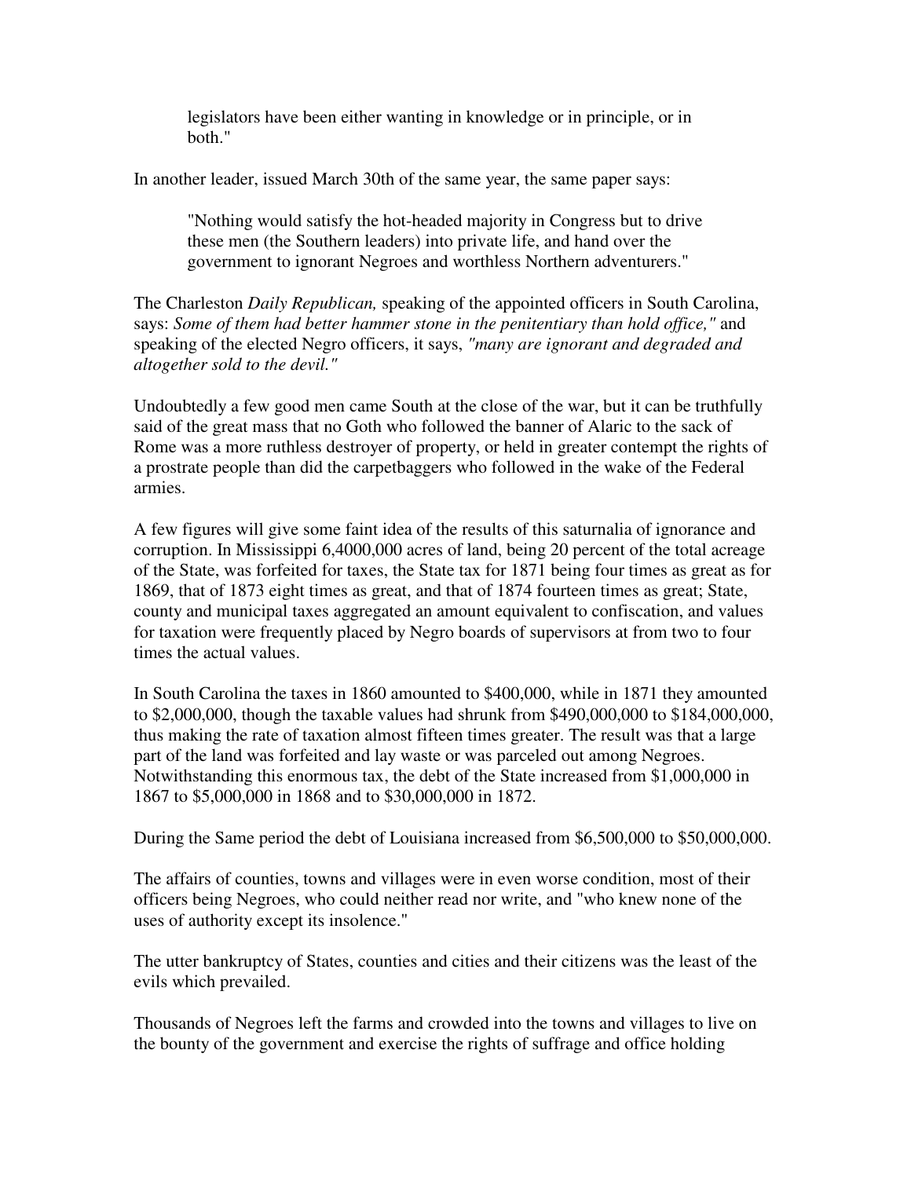> legislators have been either wanting in knowledge or in principle, or in both."

In another leader, issued March 30th of the same year, the same paper says:

> "Nothing would satisfy the hot-headed majority in Congress but to drive these men (the Southern leaders) into private life, and hand over the government to ignorant Negroes and worthless Northern adventurers."

The Charleston *Daily Republican,* speaking of the appointed officers in South Carolina, says: *Some of them had better hammer stone in the penitentiary than hold office,"* and speaking of the elected Negro officers, it says, *"many are ignorant and degraded and altogether sold to the devil."*

Undoubtedly a few good men came South at the close of the war, but it can be truthfully said of the great mass that no Goth who followed the banner of Alaric to the sack of Rome was a more ruthless destroyer of property, or held in greater contempt the rights of a prostrate people than did the carpetbaggers who followed in the wake of the Federal armies.

A few figures will give some faint idea of the results of this saturnalia of ignorance and corruption. In Mississippi 6,4000,000 acres of land, being 20 percent of the total acreage of the State, was forfeited for taxes, the State tax for 1871 being four times as great as for 1869, that of 1873 eight times as great, and that of 1874 fourteen times as great; State, county and municipal taxes aggregated an amount equivalent to confiscation, and values for taxation were frequently placed by Negro boards of supervisors at from two to four times the actual values.

In South Carolina the taxes in 1860 amounted to $400,000, while in 1871 they amounted to $2,000,000, though the taxable values had shrunk from $490,000,000 to $184,000,000, thus making the rate of taxation almost fifteen times greater. The result was that a large part of the land was forfeited and lay waste or was parceled out among Negroes. Notwithstanding this enormous tax, the debt of the State increased from $1,000,000 in 1867 to $5,000,000 in 1868 and to $30,000,000 in 1872.

During the Same period the debt of Louisiana increased from $6,500,000 to $50,000,000.

The affairs of counties, towns and villages were in even worse condition, most of their officers being Negroes, who could neither read nor write, and "who knew none of the uses of authority except its insolence."

The utter bankruptcy of States, counties and cities and their citizens was the least of the evils which prevailed.

Thousands of Negroes left the farms and crowded into the towns and villages to live on the bounty of the government and exercise the rights of suffrage and office holding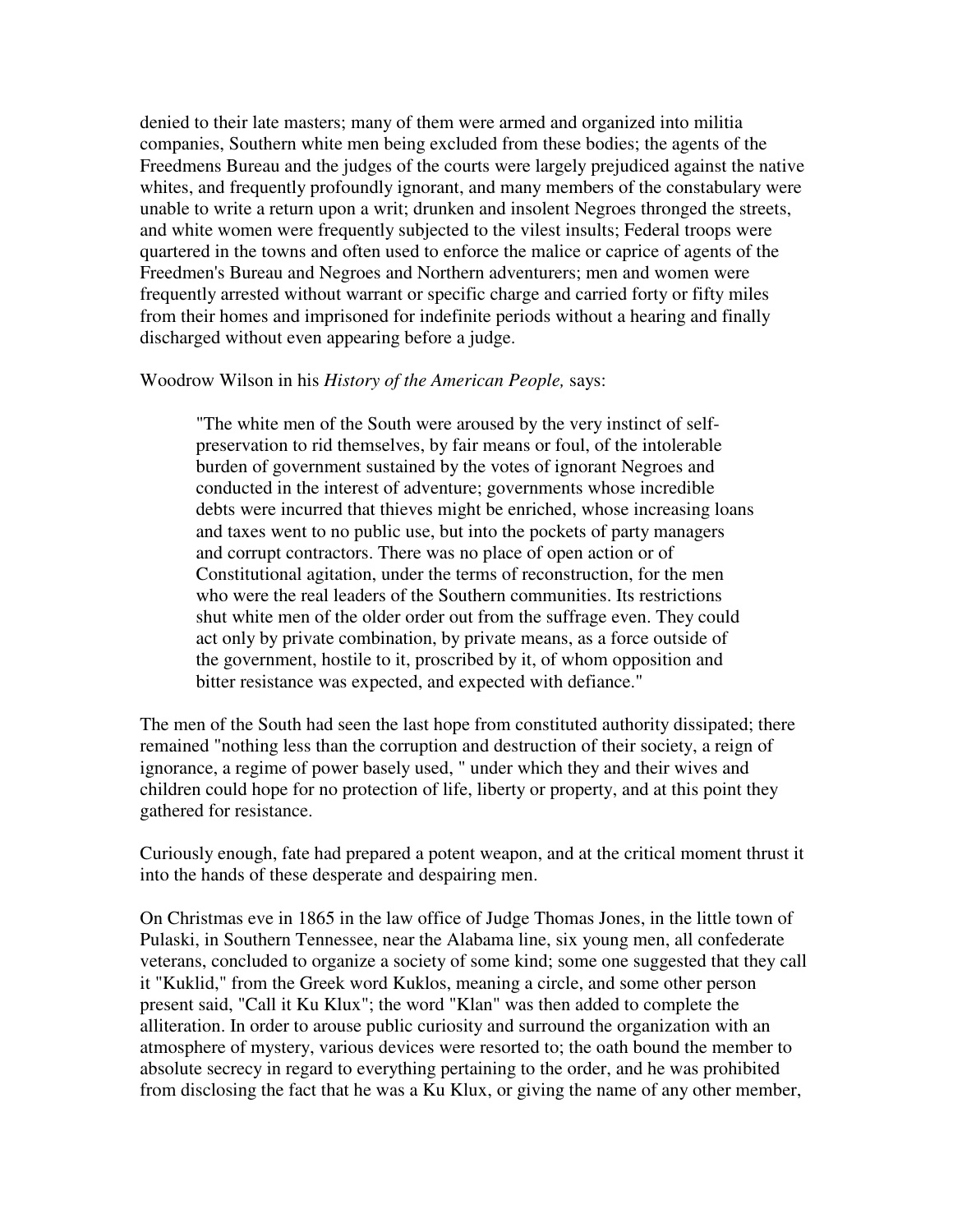denied to their late masters; many of them were armed and organized into militia companies, Southern white men being excluded from these bodies; the agents of the Freedmens Bureau and the judges of the courts were largely prejudiced against the native whites, and frequently profoundly ignorant, and many members of the constabulary were unable to write a return upon a writ; drunken and insolent Negroes thronged the streets, and white women were frequently subjected to the vilest insults; Federal troops were quartered in the towns and often used to enforce the malice or caprice of agents of the Freedmen's Bureau and Negroes and Northern adventurers; men and women were frequently arrested without warrant or specific charge and carried forty or fifty miles from their homes and imprisoned for indefinite periods without a hearing and finally discharged without even appearing before a judge.

Woodrow Wilson in his *History of the American People,* says:

> "The white men of the South were aroused by the very instinct of self-preservation to rid themselves, by fair means or foul, of the intolerable burden of government sustained by the votes of ignorant Negroes and conducted in the interest of adventure; governments whose incredible debts were incurred that thieves might be enriched, whose increasing loans and taxes went to no public use, but into the pockets of party managers and corrupt contractors. There was no place of open action or of Constitutional agitation, under the terms of reconstruction, for the men who were the real leaders of the Southern communities. Its restrictions shut white men of the older order out from the suffrage even. They could act only by private combination, by private means, as a force outside of the government, hostile to it, proscribed by it, of whom opposition and bitter resistance was expected, and expected with defiance."

The men of the South had seen the last hope from constituted authority dissipated; there remained "nothing less than the corruption and destruction of their society, a reign of ignorance, a regime of power basely used, " under which they and their wives and children could hope for no protection of life, liberty or property, and at this point they gathered for resistance.

Curiously enough, fate had prepared a potent weapon, and at the critical moment thrust it into the hands of these desperate and despairing men.

On Christmas eve in 1865 in the law office of Judge Thomas Jones, in the little town of Pulaski, in Southern Tennessee, near the Alabama line, six young men, all confederate veterans, concluded to organize a society of some kind; some one suggested that they call it "Kuklid," from the Greek word Kuklos, meaning a circle, and some other person present said, "Call it Ku Klux"; the word "Klan" was then added to complete the alliteration. In order to arouse public curiosity and surround the organization with an atmosphere of mystery, various devices were resorted to; the oath bound the member to absolute secrecy in regard to everything pertaining to the order, and he was prohibited from disclosing the fact that he was a Ku Klux, or giving the name of any other member,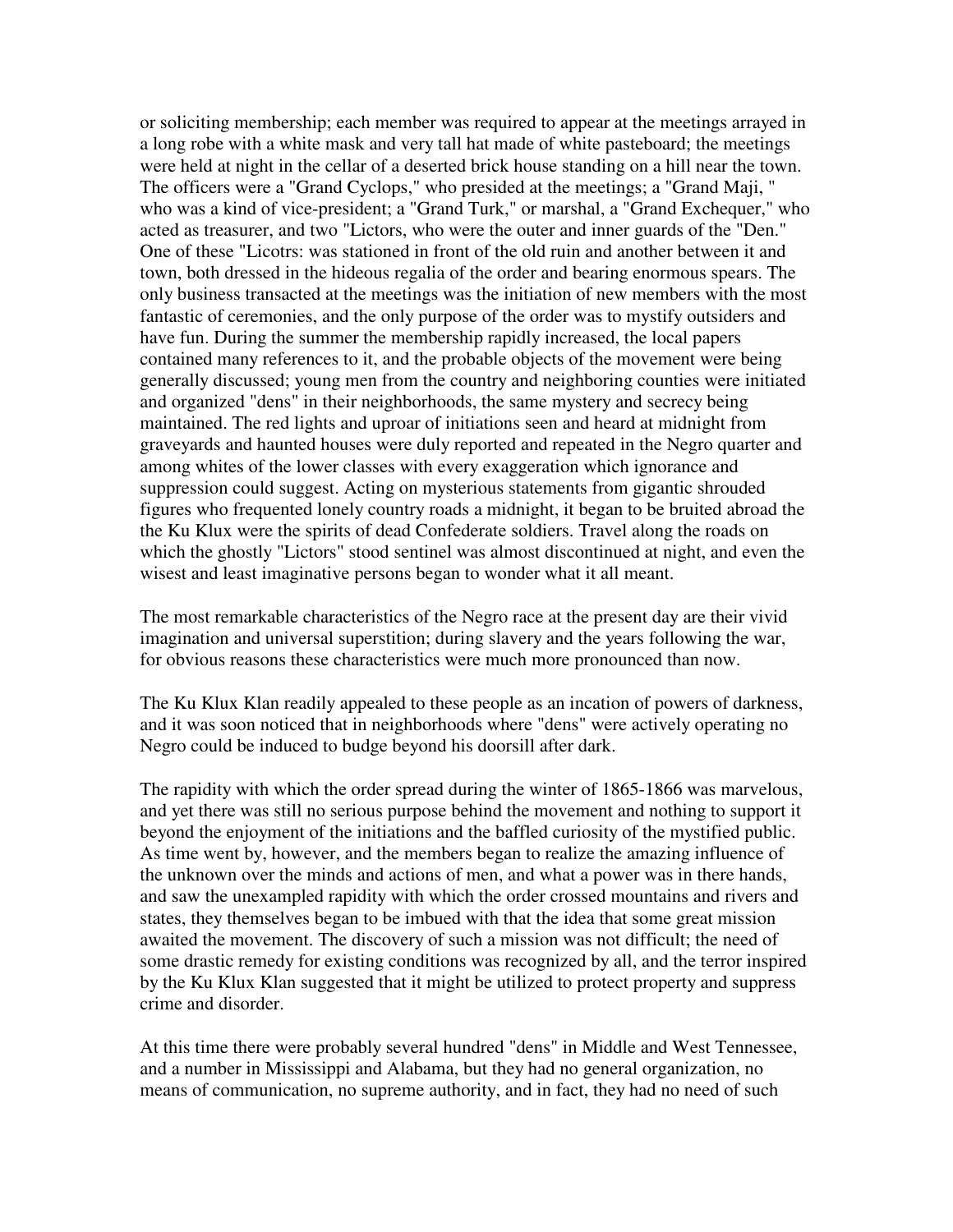or soliciting membership; each member was required to appear at the meetings arrayed in a long robe with a white mask and very tall hat made of white pasteboard; the meetings were held at night in the cellar of a deserted brick house standing on a hill near the town. The officers were a "Grand Cyclops," who presided at the meetings; a "Grand Maji, " who was a kind of vice-president; a "Grand Turk," or marshal, a "Grand Exchequer," who acted as treasurer, and two "Lictors, who were the outer and inner guards of the "Den." One of these "Licotrs: was stationed in front of the old ruin and another between it and town, both dressed in the hideous regalia of the order and bearing enormous spears. The only business transacted at the meetings was the initiation of new members with the most fantastic of ceremonies, and the only purpose of the order was to mystify outsiders and have fun. During the summer the membership rapidly increased, the local papers contained many references to it, and the probable objects of the movement were being generally discussed; young men from the country and neighboring counties were initiated and organized "dens" in their neighborhoods, the same mystery and secrecy being maintained. The red lights and uproar of initiations seen and heard at midnight from graveyards and haunted houses were duly reported and repeated in the Negro quarter and among whites of the lower classes with every exaggeration which ignorance and suppression could suggest. Acting on mysterious statements from gigantic shrouded figures who frequented lonely country roads a midnight, it began to be bruited abroad the the Ku Klux were the spirits of dead Confederate soldiers. Travel along the roads on which the ghostly "Lictors" stood sentinel was almost discontinued at night, and even the wisest and least imaginative persons began to wonder what it all meant.

The most remarkable characteristics of the Negro race at the present day are their vivid imagination and universal superstition; during slavery and the years following the war, for obvious reasons these characteristics were much more pronounced than now.

The Ku Klux Klan readily appealed to these people as an incation of powers of darkness, and it was soon noticed that in neighborhoods where "dens" were actively operating no Negro could be induced to budge beyond his doorsill after dark.

The rapidity with which the order spread during the winter of 1865-1866 was marvelous, and yet there was still no serious purpose behind the movement and nothing to support it beyond the enjoyment of the initiations and the baffled curiosity of the mystified public. As time went by, however, and the members began to realize the amazing influence of the unknown over the minds and actions of men, and what a power was in there hands, and saw the unexampled rapidity with which the order crossed mountains and rivers and states, they themselves began to be imbued with that the idea that some great mission awaited the movement. The discovery of such a mission was not difficult; the need of some drastic remedy for existing conditions was recognized by all, and the terror inspired by the Ku Klux Klan suggested that it might be utilized to protect property and suppress crime and disorder.

At this time there were probably several hundred "dens" in Middle and West Tennessee, and a number in Mississippi and Alabama, but they had no general organization, no means of communication, no supreme authority, and in fact, they had no need of such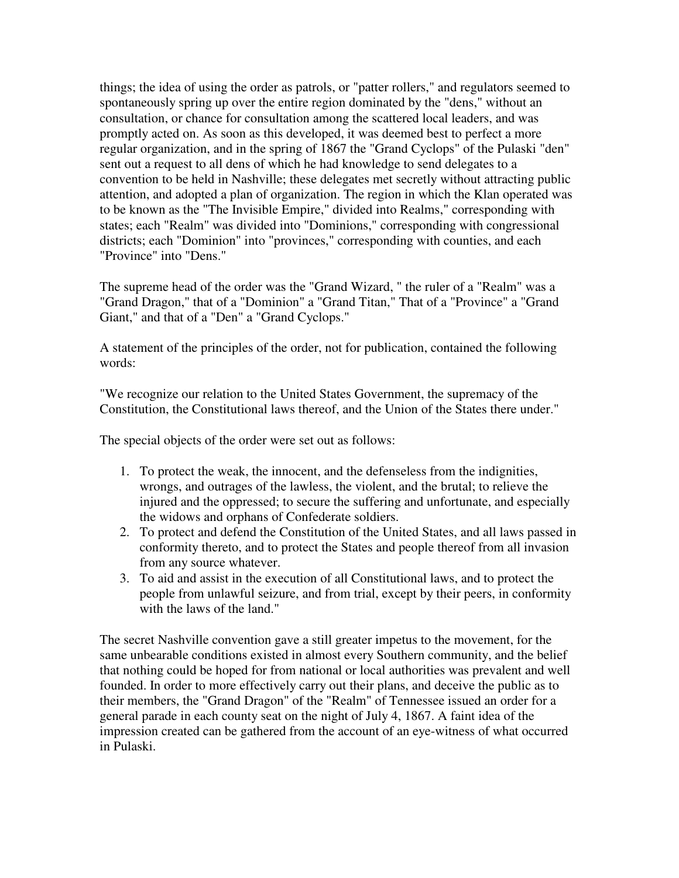things; the idea of using the order as patrols, or "patter rollers," and regulators seemed to spontaneously spring up over the entire region dominated by the "dens," without an consultation, or chance for consultation among the scattered local leaders, and was promptly acted on. As soon as this developed, it was deemed best to perfect a more regular organization, and in the spring of 1867 the "Grand Cyclops" of the Pulaski "den" sent out a request to all dens of which he had knowledge to send delegates to a convention to be held in Nashville; these delegates met secretly without attracting public attention, and adopted a plan of organization. The region in which the Klan operated was to be known as the "The Invisible Empire," divided into Realms," corresponding with states; each "Realm" was divided into "Dominions," corresponding with congressional districts; each "Dominion" into "provinces," corresponding with counties, and each "Province" into "Dens."

The supreme head of the order was the "Grand Wizard, " the ruler of a "Realm" was a "Grand Dragon," that of a "Dominion" a "Grand Titan," That of a "Province" a "Grand Giant," and that of a "Den" a "Grand Cyclops."

A statement of the principles of the order, not for publication, contained the following words:

"We recognize our relation to the United States Government, the supremacy of the Constitution, the Constitutional laws thereof, and the Union of the States there under."

The special objects of the order were set out as follows:

1. To protect the weak, the innocent, and the defenseless from the indignities, wrongs, and outrages of the lawless, the violent, and the brutal; to relieve the injured and the oppressed; to secure the suffering and unfortunate, and especially the widows and orphans of Confederate soldiers.
2. To protect and defend the Constitution of the United States, and all laws passed in conformity thereto, and to protect the States and people thereof from all invasion from any source whatever.
3. To aid and assist in the execution of all Constitutional laws, and to protect the people from unlawful seizure, and from trial, except by their peers, in conformity with the laws of the land."

The secret Nashville convention gave a still greater impetus to the movement, for the same unbearable conditions existed in almost every Southern community, and the belief that nothing could be hoped for from national or local authorities was prevalent and well founded. In order to more effectively carry out their plans, and deceive the public as to their members, the "Grand Dragon" of the "Realm" of Tennessee issued an order for a general parade in each county seat on the night of July 4, 1867. A faint idea of the impression created can be gathered from the account of an eye-witness of what occurred in Pulaski.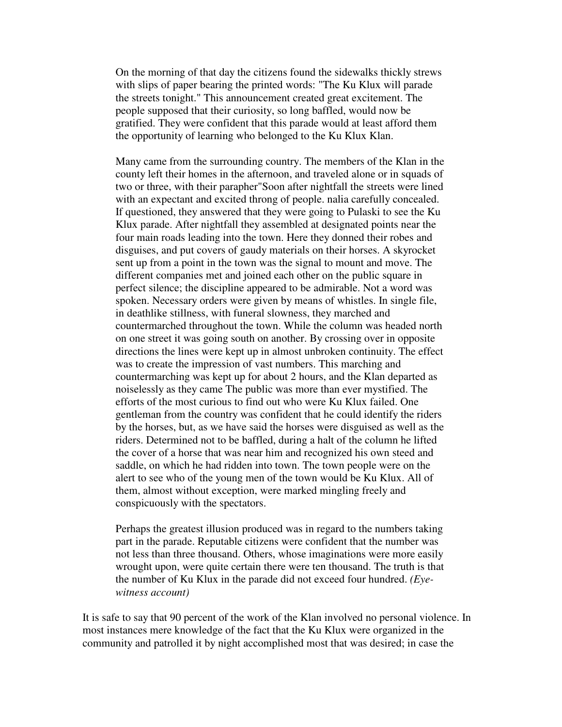On the morning of that day the citizens found the sidewalks thickly strews with slips of paper bearing the printed words: "The Ku Klux will parade the streets tonight." This announcement created great excitement. The people supposed that their curiosity, so long baffled, would now be gratified. They were confident that this parade would at least afford them the opportunity of learning who belonged to the Ku Klux Klan.

Many came from the surrounding country. The members of the Klan in the county left their homes in the afternoon, and traveled alone or in squads of two or three, with their parapher"Soon after nightfall the streets were lined with an expectant and excited throng of people. nalia carefully concealed. If questioned, they answered that they were going to Pulaski to see the Ku Klux parade. After nightfall they assembled at designated points near the four main roads leading into the town. Here they donned their robes and disguises, and put covers of gaudy materials on their horses. A skyrocket sent up from a point in the town was the signal to mount and move. The different companies met and joined each other on the public square in perfect silence; the discipline appeared to be admirable. Not a word was spoken. Necessary orders were given by means of whistles. In single file, in deathlike stillness, with funeral slowness, they marched and countermarched throughout the town. While the column was headed north on one street it was going south on another. By crossing over in opposite directions the lines were kept up in almost unbroken continuity. The effect was to create the impression of vast numbers. This marching and countermarching was kept up for about 2 hours, and the Klan departed as noiselessly as they came The public was more than ever mystified. The efforts of the most curious to find out who were Ku Klux failed. One gentleman from the country was confident that he could identify the riders by the horses, but, as we have said the horses were disguised as well as the riders. Determined not to be baffled, during a halt of the column he lifted the cover of a horse that was near him and recognized his own steed and saddle, on which he had ridden into town. The town people were on the alert to see who of the young men of the town would be Ku Klux. All of them, almost without exception, were marked mingling freely and conspicuously with the spectators.

Perhaps the greatest illusion produced was in regard to the numbers taking part in the parade. Reputable citizens were confident that the number was not less than three thousand. Others, whose imaginations were more easily wrought upon, were quite certain there were ten thousand. The truth is that the number of Ku Klux in the parade did not exceed four hundred. *(Eye-witness account)*

It is safe to say that 90 percent of the work of the Klan involved no personal violence. In most instances mere knowledge of the fact that the Ku Klux were organized in the community and patrolled it by night accomplished most that was desired; in case the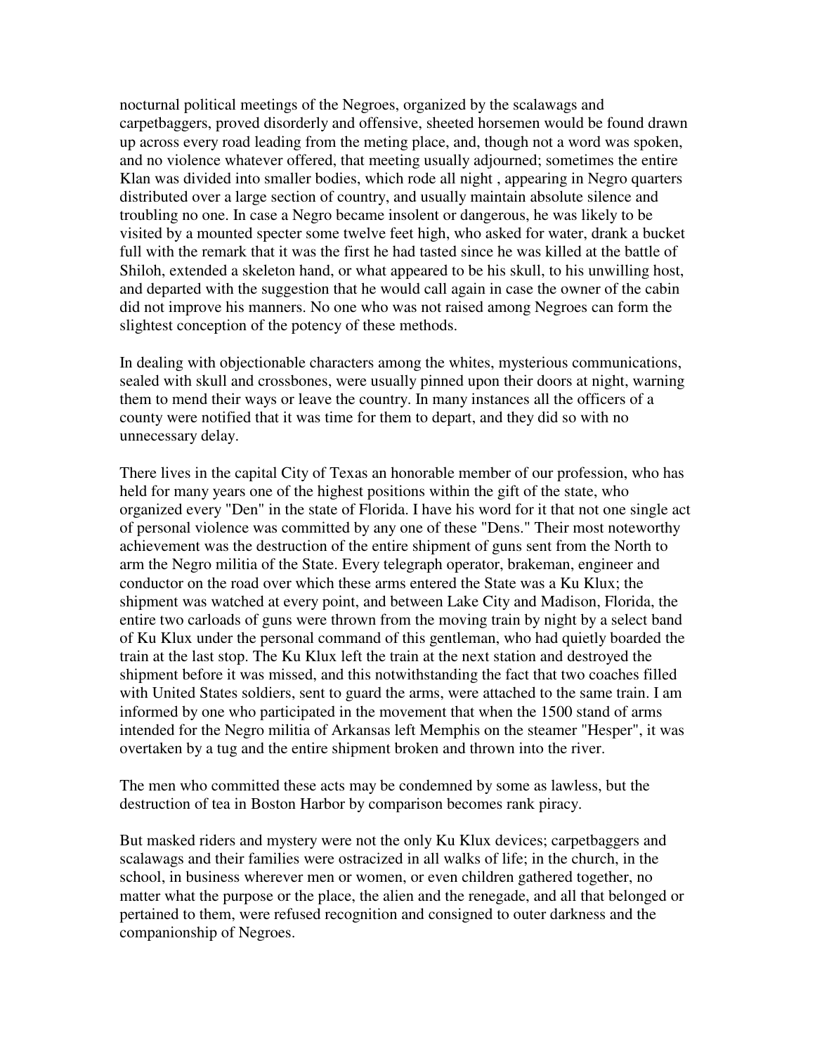nocturnal political meetings of the Negroes, organized by the scalawags and carpetbaggers, proved disorderly and offensive, sheeted horsemen would be found drawn up across every road leading from the meting place, and, though not a word was spoken, and no violence whatever offered, that meeting usually adjourned; sometimes the entire Klan was divided into smaller bodies, which rode all night , appearing in Negro quarters distributed over a large section of country, and usually maintain absolute silence and troubling no one. In case a Negro became insolent or dangerous, he was likely to be visited by a mounted specter some twelve feet high, who asked for water, drank a bucket full with the remark that it was the first he had tasted since he was killed at the battle of Shiloh, extended a skeleton hand, or what appeared to be his skull, to his unwilling host, and departed with the suggestion that he would call again in case the owner of the cabin did not improve his manners. No one who was not raised among Negroes can form the slightest conception of the potency of these methods.

In dealing with objectionable characters among the whites, mysterious communications, sealed with skull and crossbones, were usually pinned upon their doors at night, warning them to mend their ways or leave the country. In many instances all the officers of a county were notified that it was time for them to depart, and they did so with no unnecessary delay.

There lives in the capital City of Texas an honorable member of our profession, who has held for many years one of the highest positions within the gift of the state, who organized every "Den" in the state of Florida. I have his word for it that not one single act of personal violence was committed by any one of these "Dens." Their most noteworthy achievement was the destruction of the entire shipment of guns sent from the North to arm the Negro militia of the State. Every telegraph operator, brakeman, engineer and conductor on the road over which these arms entered the State was a Ku Klux; the shipment was watched at every point, and between Lake City and Madison, Florida, the entire two carloads of guns were thrown from the moving train by night by a select band of Ku Klux under the personal command of this gentleman, who had quietly boarded the train at the last stop. The Ku Klux left the train at the next station and destroyed the shipment before it was missed, and this notwithstanding the fact that two coaches filled with United States soldiers, sent to guard the arms, were attached to the same train. I am informed by one who participated in the movement that when the 1500 stand of arms intended for the Negro militia of Arkansas left Memphis on the steamer "Hesper", it was overtaken by a tug and the entire shipment broken and thrown into the river.

The men who committed these acts may be condemned by some as lawless, but the destruction of tea in Boston Harbor by comparison becomes rank piracy.

But masked riders and mystery were not the only Ku Klux devices; carpetbaggers and scalawags and their families were ostracized in all walks of life; in the church, in the school, in business wherever men or women, or even children gathered together, no matter what the purpose or the place, the alien and the renegade, and all that belonged or pertained to them, were refused recognition and consigned to outer darkness and the companionship of Negroes.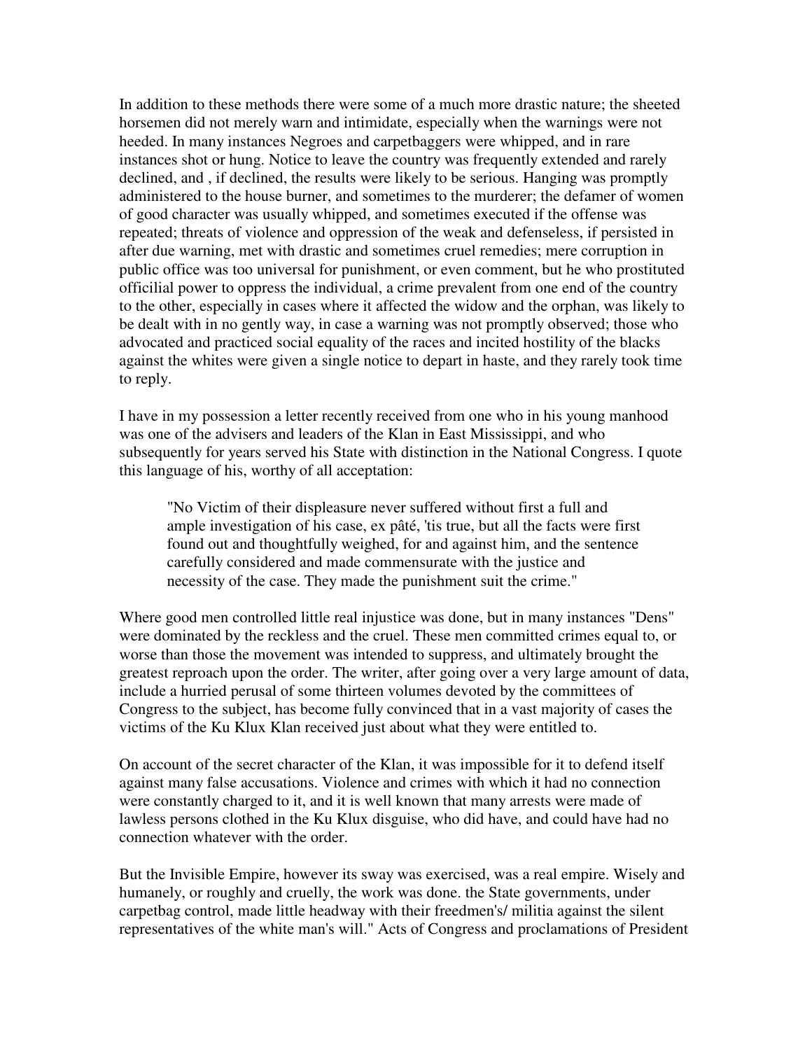In addition to these methods there were some of a much more drastic nature; the sheeted horsemen did not merely warn and intimidate, especially when the warnings were not heeded. In many instances Negroes and carpetbaggers were whipped, and in rare instances shot or hung. Notice to leave the country was frequently extended and rarely declined, and , if declined, the results were likely to be serious. Hanging was promptly administered to the house burner, and sometimes to the murderer; the defamer of women of good character was usually whipped, and sometimes executed if the offense was repeated; threats of violence and oppression of the weak and defenseless, if persisted in after due warning, met with drastic and sometimes cruel remedies; mere corruption in public office was too universal for punishment, or even comment, but he who prostituted officilial power to oppress the individual, a crime prevalent from one end of the country to the other, especially in cases where it affected the widow and the orphan, was likely to be dealt with in no gently way, in case a warning was not promptly observed; those who advocated and practiced social equality of the races and incited hostility of the blacks against the whites were given a single notice to depart in haste, and they rarely took time to reply.

I have in my possession a letter recently received from one who in his young manhood was one of the advisers and leaders of the Klan in East Mississippi, and who subsequently for years served his State with distinction in the National Congress. I quote this language of his, worthy of all acceptation:

> "No Victim of their displeasure never suffered without first a full and ample investigation of his case, ex pâté, 'tis true, but all the facts were first found out and thoughtfully weighed, for and against him, and the sentence carefully considered and made commensurate with the justice and necessity of the case. They made the punishment suit the crime."

Where good men controlled little real injustice was done, but in many instances "Dens" were dominated by the reckless and the cruel. These men committed crimes equal to, or worse than those the movement was intended to suppress, and ultimately brought the greatest reproach upon the order. The writer, after going over a very large amount of data, include a hurried perusal of some thirteen volumes devoted by the committees of Congress to the subject, has become fully convinced that in a vast majority of cases the victims of the Ku Klux Klan received just about what they were entitled to.

On account of the secret character of the Klan, it was impossible for it to defend itself against many false accusations. Violence and crimes with which it had no connection were constantly charged to it, and it is well known that many arrests were made of lawless persons clothed in the Ku Klux disguise, who did have, and could have had no connection whatever with the order.

But the Invisible Empire, however its sway was exercised, was a real empire. Wisely and humanely, or roughly and cruelly, the work was done. the State governments, under carpetbag control, made little headway with their freedmen's/ militia against the silent representatives of the white man's will." Acts of Congress and proclamations of President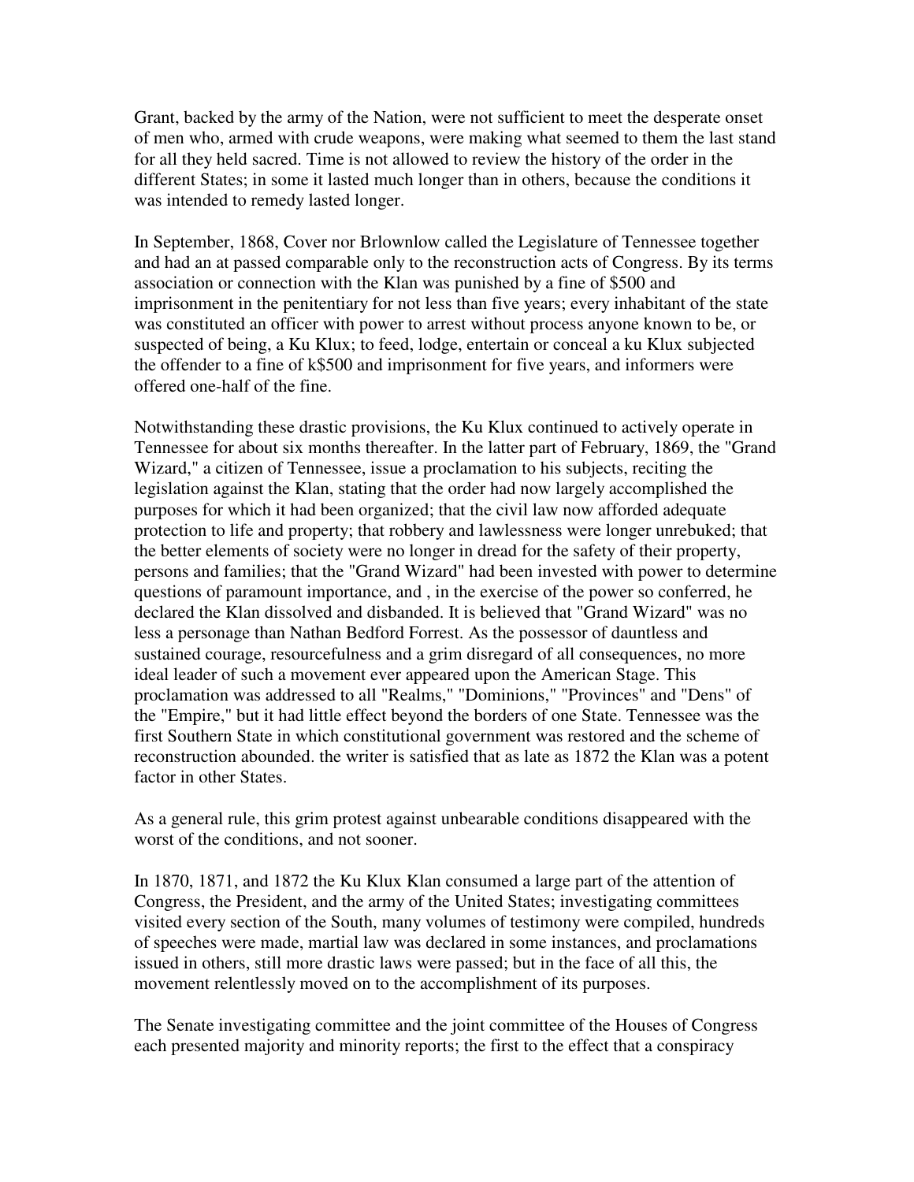Grant, backed by the army of the Nation, were not sufficient to meet the desperate onset of men who, armed with crude weapons, were making what seemed to them the last stand for all they held sacred. Time is not allowed to review the history of the order in the different States; in some it lasted much longer than in others, because the conditions it was intended to remedy lasted longer.

In September, 1868, Cover nor Brlownlow called the Legislature of Tennessee together and had an at passed comparable only to the reconstruction acts of Congress. By its terms association or connection with the Klan was punished by a fine of $500 and imprisonment in the penitentiary for not less than five years; every inhabitant of the state was constituted an officer with power to arrest without process anyone known to be, or suspected of being, a Ku Klux; to feed, lodge, entertain or conceal a ku Klux subjected the offender to a fine of k$500 and imprisonment for five years, and informers were offered one-half of the fine.

Notwithstanding these drastic provisions, the Ku Klux continued to actively operate in Tennessee for about six months thereafter. In the latter part of February, 1869, the "Grand Wizard," a citizen of Tennessee, issue a proclamation to his subjects, reciting the legislation against the Klan, stating that the order had now largely accomplished the purposes for which it had been organized; that the civil law now afforded adequate protection to life and property; that robbery and lawlessness were longer unrebuked; that the better elements of society were no longer in dread for the safety of their property, persons and families; that the "Grand Wizard" had been invested with power to determine questions of paramount importance, and , in the exercise of the power so conferred, he declared the Klan dissolved and disbanded. It is believed that "Grand Wizard" was no less a personage than Nathan Bedford Forrest. As the possessor of dauntless and sustained courage, resourcefulness and a grim disregard of all consequences, no more ideal leader of such a movement ever appeared upon the American Stage. This proclamation was addressed to all "Realms," "Dominions," "Provinces" and "Dens" of the "Empire," but it had little effect beyond the borders of one State. Tennessee was the first Southern State in which constitutional government was restored and the scheme of reconstruction abounded. the writer is satisfied that as late as 1872 the Klan was a potent factor in other States.

As a general rule, this grim protest against unbearable conditions disappeared with the worst of the conditions, and not sooner.

In 1870, 1871, and 1872 the Ku Klux Klan consumed a large part of the attention of Congress, the President, and the army of the United States; investigating committees visited every section of the South, many volumes of testimony were compiled, hundreds of speeches were made, martial law was declared in some instances, and proclamations issued in others, still more drastic laws were passed; but in the face of all this, the movement relentlessly moved on to the accomplishment of its purposes.

The Senate investigating committee and the joint committee of the Houses of Congress each presented majority and minority reports; the first to the effect that a conspiracy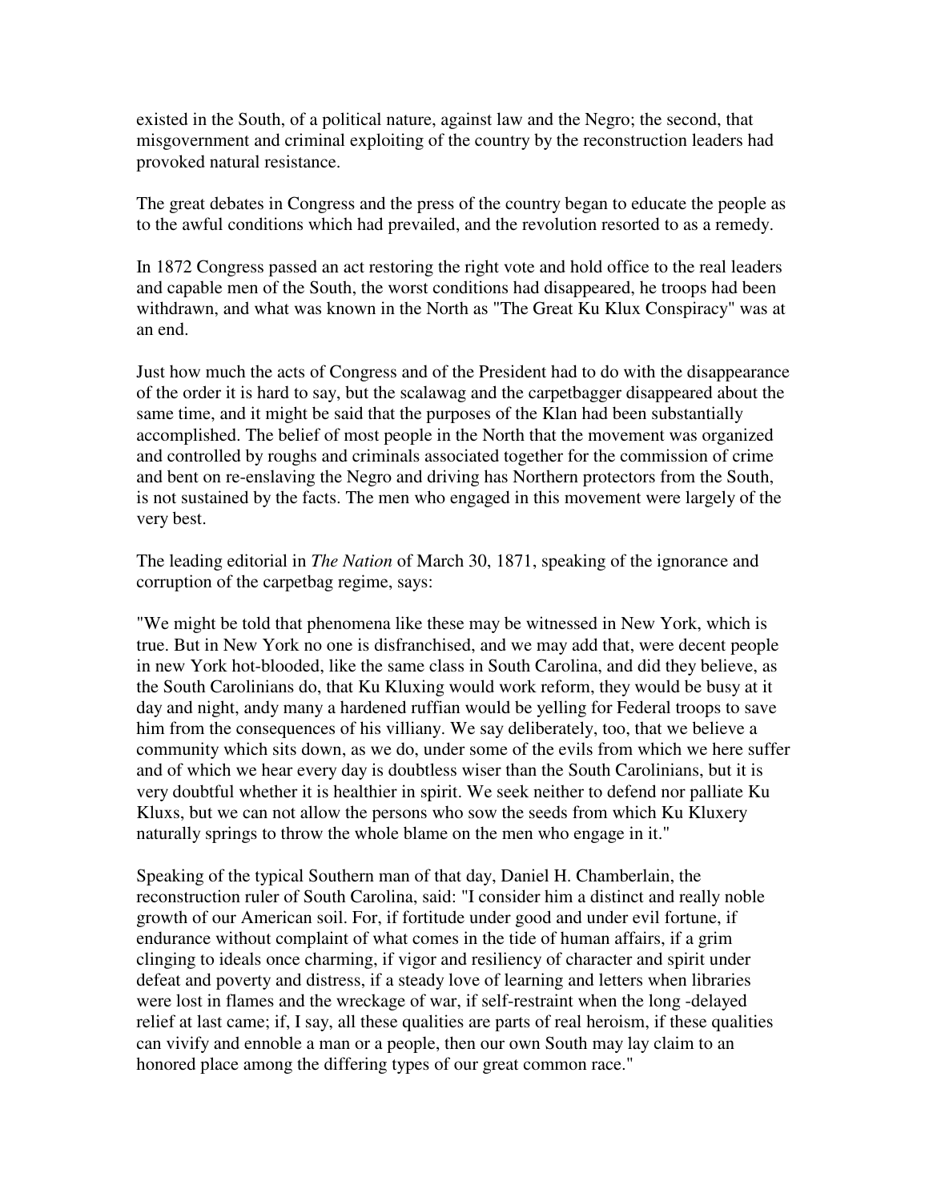existed in the South, of a political nature, against law and the Negro; the second, that misgovernment and criminal exploiting of the country by the reconstruction leaders had provoked natural resistance.

The great debates in Congress and the press of the country began to educate the people as to the awful conditions which had prevailed, and the revolution resorted to as a remedy.

In 1872 Congress passed an act restoring the right vote and hold office to the real leaders and capable men of the South, the worst conditions had disappeared, he troops had been withdrawn, and what was known in the North as "The Great Ku Klux Conspiracy" was at an end.

Just how much the acts of Congress and of the President had to do with the disappearance of the order it is hard to say, but the scalawag and the carpetbagger disappeared about the same time, and it might be said that the purposes of the Klan had been substantially accomplished. The belief of most people in the North that the movement was organized and controlled by roughs and criminals associated together for the commission of crime and bent on re-enslaving the Negro and driving has Northern protectors from the South, is not sustained by the facts. The men who engaged in this movement were largely of the very best.

The leading editorial in *The Nation* of March 30, 1871, speaking of the ignorance and corruption of the carpetbag regime, says:

"We might be told that phenomena like these may be witnessed in New York, which is true. But in New York no one is disfranchised, and we may add that, were decent people in new York hot-blooded, like the same class in South Carolina, and did they believe, as the South Carolinians do, that Ku Kluxing would work reform, they would be busy at it day and night, andy many a hardened ruffian would be yelling for Federal troops to save him from the consequences of his villiany. We say deliberately, too, that we believe a community which sits down, as we do, under some of the evils from which we here suffer and of which we hear every day is doubtless wiser than the South Carolinians, but it is very doubtful whether it is healthier in spirit. We seek neither to defend nor palliate Ku Kluxs, but we can not allow the persons who sow the seeds from which Ku Kluxery naturally springs to throw the whole blame on the men who engage in it."

Speaking of the typical Southern man of that day, Daniel H. Chamberlain, the reconstruction ruler of South Carolina, said: "I consider him a distinct and really noble growth of our American soil. For, if fortitude under good and under evil fortune, if endurance without complaint of what comes in the tide of human affairs, if a grim clinging to ideals once charming, if vigor and resiliency of character and spirit under defeat and poverty and distress, if a steady love of learning and letters when libraries were lost in flames and the wreckage of war, if self-restraint when the long -delayed relief at last came; if, I say, all these qualities are parts of real heroism, if these qualities can vivify and ennoble a man or a people, then our own South may lay claim to an honored place among the differing types of our great common race."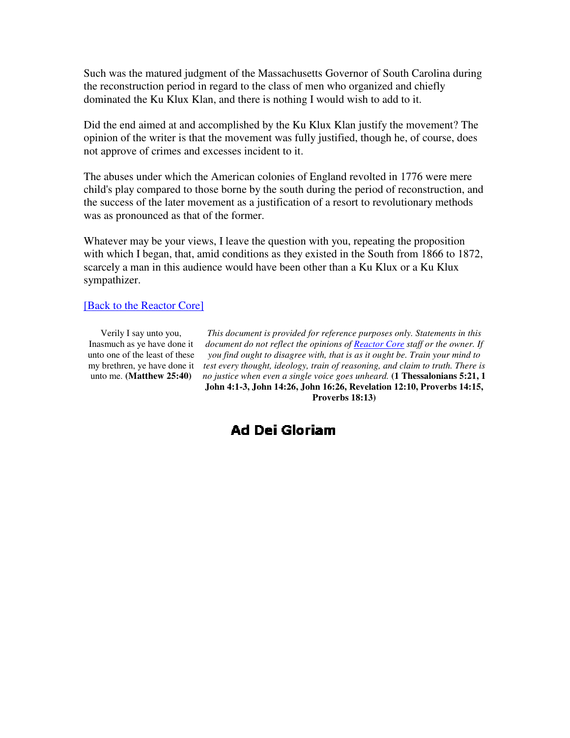Such was the matured judgment of the Massachusetts Governor of South Carolina during the reconstruction period in regard to the class of men who organized and chiefly dominated the Ku Klux Klan, and there is nothing I would wish to add to it.

Did the end aimed at and accomplished by the Ku Klux Klan justify the movement? The opinion of the writer is that the movement was fully justified, though he, of course, does not approve of crimes and excesses incident to it.

The abuses under which the American colonies of England revolted in 1776 were mere child's play compared to those borne by the south during the period of reconstruction, and the success of the later movement as a justification of a resort to revolutionary methods was as pronounced as that of the former.

Whatever may be your views, I leave the question with you, repeating the proposition with which I began, that, amid conditions as they existed in the South from 1866 to 1872, scarcely a man in this audience would have been other than a Ku Klux or a Ku Klux sympathizer.

[Back to the Reactor Core]

Verily I say unto you, Inasmuch as ye have done it unto one of the least of these my brethren, ye have done it unto me. **(Matthew 25:40)**

*This document is provided for reference purposes only. Statements in this document do not reflect the opinions of Reactor Core staff or the owner. If you find ought to disagree with, that is as it ought be. Train your mind to test every thought, ideology, train of reasoning, and claim to truth. There is no justice when even a single voice goes unheard.* **(1 Thessalonians 5:21, 1 John 4:1-3, John 14:26, John 16:26, Revelation 12:10, Proverbs 14:15, Proverbs 18:13)**

**Ad Dei Gloriam**